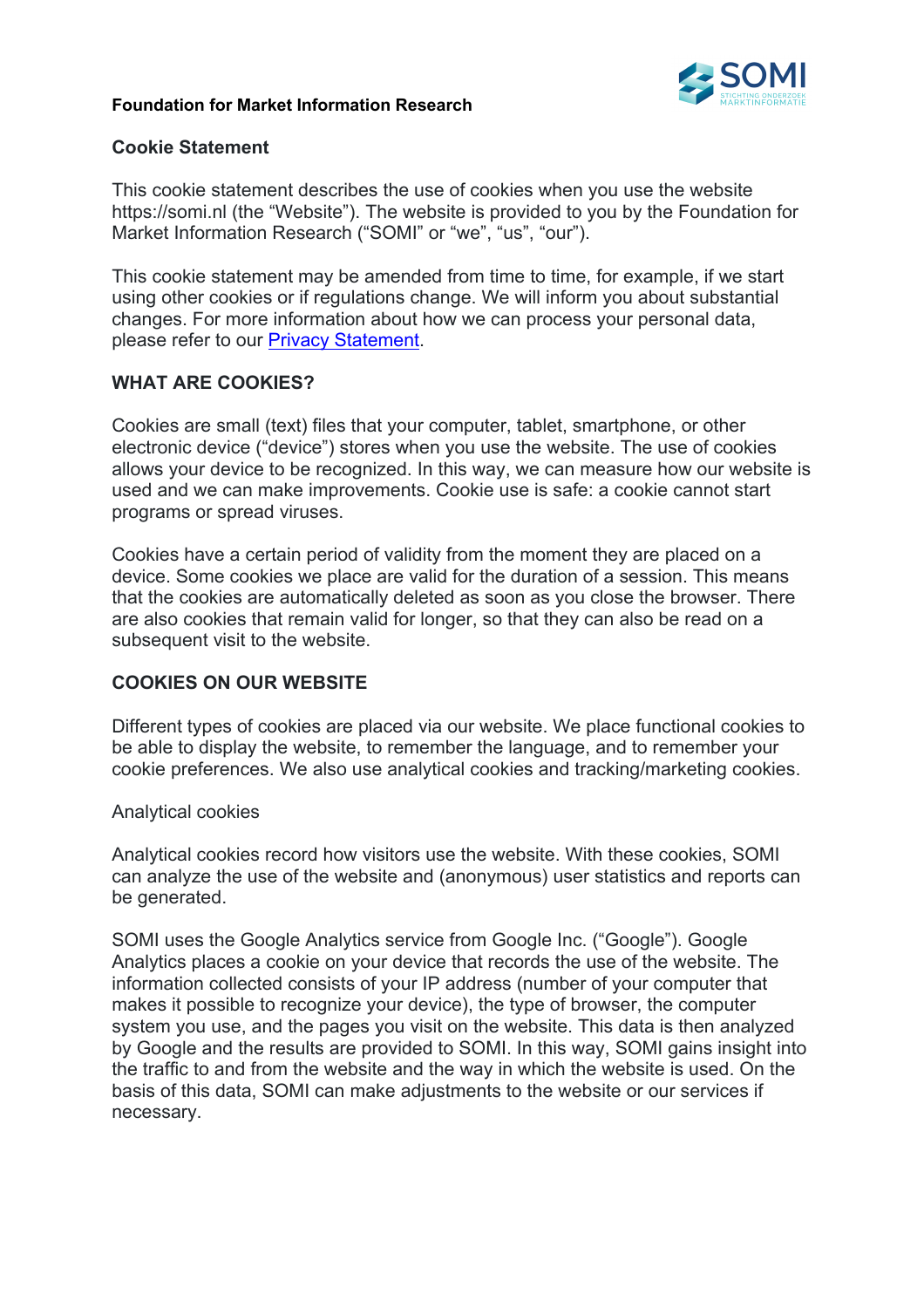**Foundation for Market Information Research**

## Cookie Statement

This cookie statement describes the use of cookies when you use the website https://somi.nl (the "Website"). The website is provided to you by the Foundation for Market Information Research ("SOMI" or "we", "us", "our").

This cookie statement may be amended from time to time, for example, if we start using other cookies or if regulations change. We will inform you about substantial changes. For more information about how we can process your personal data, please refer to our [Privacy Statement].

### WHAT ARE COOKIES?

Cookies are small (text) files that your computer, tablet, smartphone, or other electronic device ("device") stores when you use the website. The use of cookies allows your device to be recognized. In this way, we can measure how our website is used and we can make improvements. Cookie use is safe: a cookie cannot start programs or spread viruses.

Cookies have a certain period of validity from the moment they are placed on a device. Some cookies we place are valid for the duration of a session. This means that the cookies are automatically deleted as soon as you close the browser. There are also cookies that remain valid for longer, so that they can also be read on a subsequent visit to the website.

### COOKIES ON OUR WEBSITE

Different types of cookies are placed via our website. We place functional cookies to be able to display the website, to remember the language, and to remember your cookie preferences. We also use analytical cookies and tracking/marketing cookies.

Analytical cookies

Analytical cookies record how visitors use the website. With these cookies, SOMI can analyze the use of the website and (anonymous) user statistics and reports can be generated.

SOMI uses the Google Analytics service from Google Inc. ("Google"). Google Analytics places a cookie on your device that records the use of the website. The information collected consists of your IP address (number of your computer that makes it possible to recognize your device), the type of browser, the computer system you use, and the pages you visit on the website. This data is then analyzed by Google and the results are provided to SOMI. In this way, SOMI gains insight into the traffic to and from the website and the way in which the website is used. On the basis of this data, SOMI can make adjustments to the website or our services if necessary.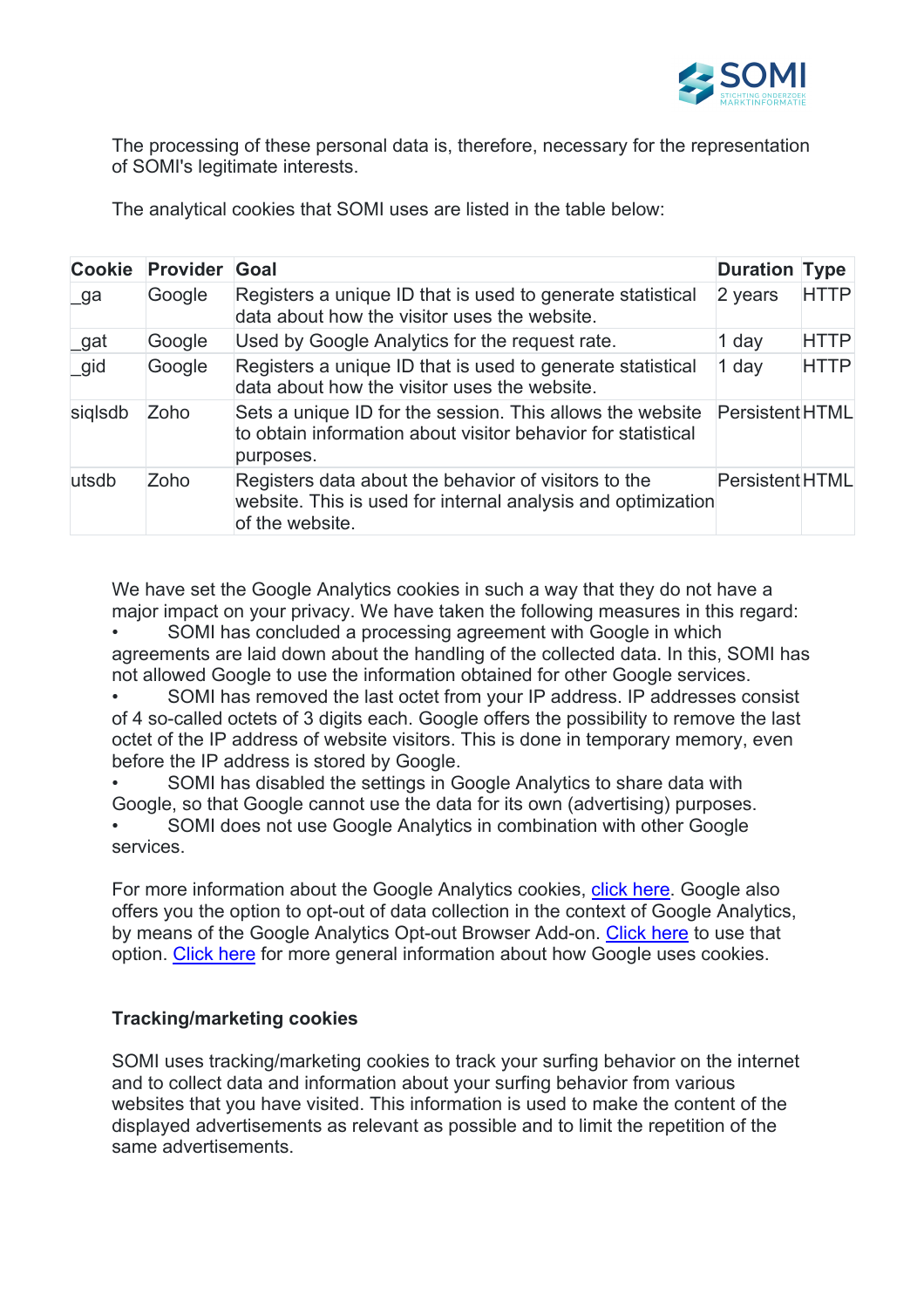The processing of these personal data is, therefore, necessary for the representation of SOMI's legitimate interests.

The analytical cookies that SOMI uses are listed in the table below:

| Cookie | Provider | Goal | Duration | Type |
|---|---|---|---|---|
| _ga | Google | Registers a unique ID that is used to generate statistical data about how the visitor uses the website. | 2 years | HTTP |
| _gat | Google | Used by Google Analytics for the request rate. | 1 day | HTTP |
| _gid | Google | Registers a unique ID that is used to generate statistical data about how the visitor uses the website. | 1 day | HTTP |
| siqlsdb | Zoho | Sets a unique ID for the session. This allows the website to obtain information about visitor behavior for statistical purposes. | Persistent | HTML |
| utsdb | Zoho | Registers data about the behavior of visitors to the website. This is used for internal analysis and optimization of the website. | Persistent | HTML |

We have set the Google Analytics cookies in such a way that they do not have a major impact on your privacy. We have taken the following measures in this regard:

- SOMI has concluded a processing agreement with Google in which agreements are laid down about the handling of the collected data. In this, SOMI has not allowed Google to use the information obtained for other Google services.
- SOMI has removed the last octet from your IP address. IP addresses consist of 4 so-called octets of 3 digits each. Google offers the possibility to remove the last octet of the IP address of website visitors. This is done in temporary memory, even before the IP address is stored by Google.
- SOMI has disabled the settings in Google Analytics to share data with Google, so that Google cannot use the data for its own (advertising) purposes.
- SOMI does not use Google Analytics in combination with other Google services.

For more information about the Google Analytics cookies, click here. Google also offers you the option to opt-out of data collection in the context of Google Analytics, by means of the Google Analytics Opt-out Browser Add-on. Click here to use that option. Click here for more general information about how Google uses cookies.

**Tracking/marketing cookies**

SOMI uses tracking/marketing cookies to track your surfing behavior on the internet and to collect data and information about your surfing behavior from various websites that you have visited. This information is used to make the content of the displayed advertisements as relevant as possible and to limit the repetition of the same advertisements.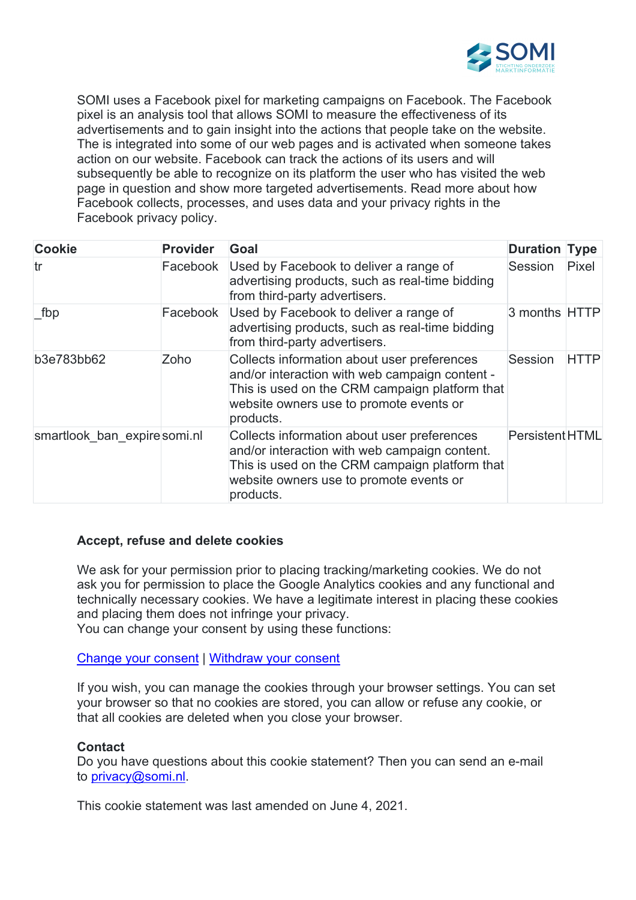SOMI uses a Facebook pixel for marketing campaigns on Facebook. The Facebook pixel is an analysis tool that allows SOMI to measure the effectiveness of its advertisements and to gain insight into the actions that people take on the website. The is integrated into some of our web pages and is activated when someone takes action on our website. Facebook can track the actions of its users and will subsequently be able to recognize on its platform the user who has visited the web page in question and show more targeted advertisements. Read more about how Facebook collects, processes, and uses data and your privacy rights in the Facebook privacy policy.

| Cookie | Provider | Goal | Duration | Type |
|---|---|---|---|---|
| tr | Facebook | Used by Facebook to deliver a range of advertising products, such as real-time bidding from third-party advertisers. | Session | Pixel |
| _fbp | Facebook | Used by Facebook to deliver a range of advertising products, such as real-time bidding from third-party advertisers. | 3 months | HTTP |
| b3e783bb62 | Zoho | Collects information about user preferences and/or interaction with web campaign content - This is used on the CRM campaign platform that website owners use to promote events or products. | Session | HTTP |
| smartlook_ban_expire | somi.nl | Collects information about user preferences and/or interaction with web campaign content. This is used on the CRM campaign platform that website owners use to promote events or products. | Persistent | HTML |

**Accept, refuse and delete cookies**

We ask for your permission prior to placing tracking/marketing cookies. We do not ask you for permission to place the Google Analytics cookies and any functional and technically necessary cookies. We have a legitimate interest in placing these cookies and placing them does not infringe your privacy.
You can change your consent by using these functions:

Change your consent | Withdraw your consent

If you wish, you can manage the cookies through your browser settings. You can set your browser so that no cookies are stored, you can allow or refuse any cookie, or that all cookies are deleted when you close your browser.

**Contact**
Do you have questions about this cookie statement? Then you can send an e-mail to privacy@somi.nl.

This cookie statement was last amended on June 4, 2021.